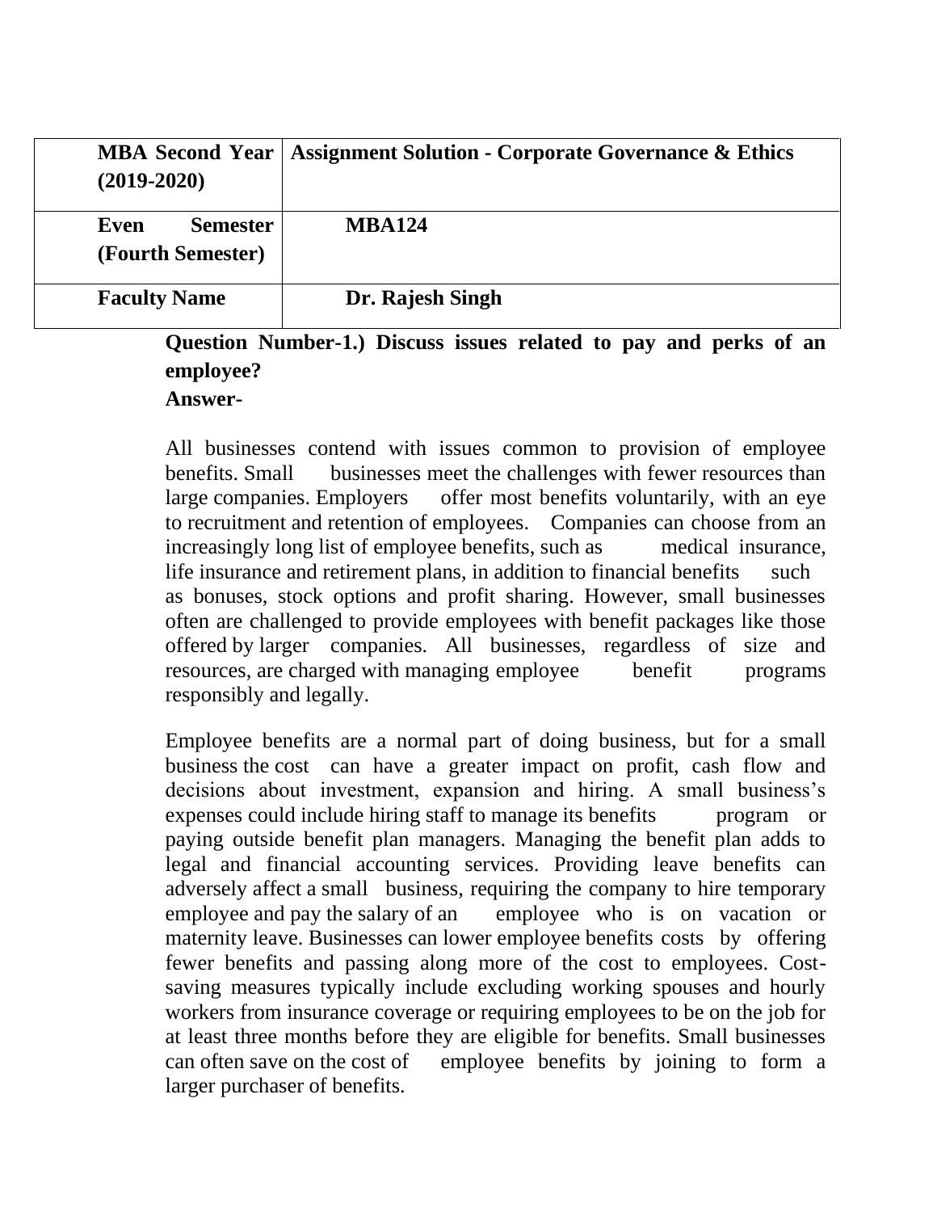| **MBA Second Year (2019-2020)** | **Assignment Solution - Corporate Governance & Ethics** |
| --- | --- |
| **Even Semester (Fourth Semester)** | **MBA124** |
| **Faculty Name** | **Dr. Rajesh Singh** |

**Question Number-1.) Discuss issues related to pay and perks of an employee?**

**Answer-**

All businesses contend with issues common to provision of employee benefits. Small businesses meet the challenges with fewer resources than large companies. Employers offer most benefits voluntarily, with an eye to recruitment and retention of employees. Companies can choose from an increasingly long list of employee benefits, such as medical insurance, life insurance and retirement plans, in addition to financial benefits such as bonuses, stock options and profit sharing. However, small businesses often are challenged to provide employees with benefit packages like those offered by larger companies. All businesses, regardless of size and resources, are charged with managing employee benefit programs responsibly and legally.

Employee benefits are a normal part of doing business, but for a small business the cost can have a greater impact on profit, cash flow and decisions about investment, expansion and hiring. A small business's expenses could include hiring staff to manage its benefits program or paying outside benefit plan managers. Managing the benefit plan adds to legal and financial accounting services. Providing leave benefits can adversely affect a small business, requiring the company to hire temporary employee and pay the salary of an employee who is on vacation or maternity leave. Businesses can lower employee benefits costs by offering fewer benefits and passing along more of the cost to employees. Cost-saving measures typically include excluding working spouses and hourly workers from insurance coverage or requiring employees to be on the job for at least three months before they are eligible for benefits. Small businesses can often save on the cost of employee benefits by joining to form a larger purchaser of benefits.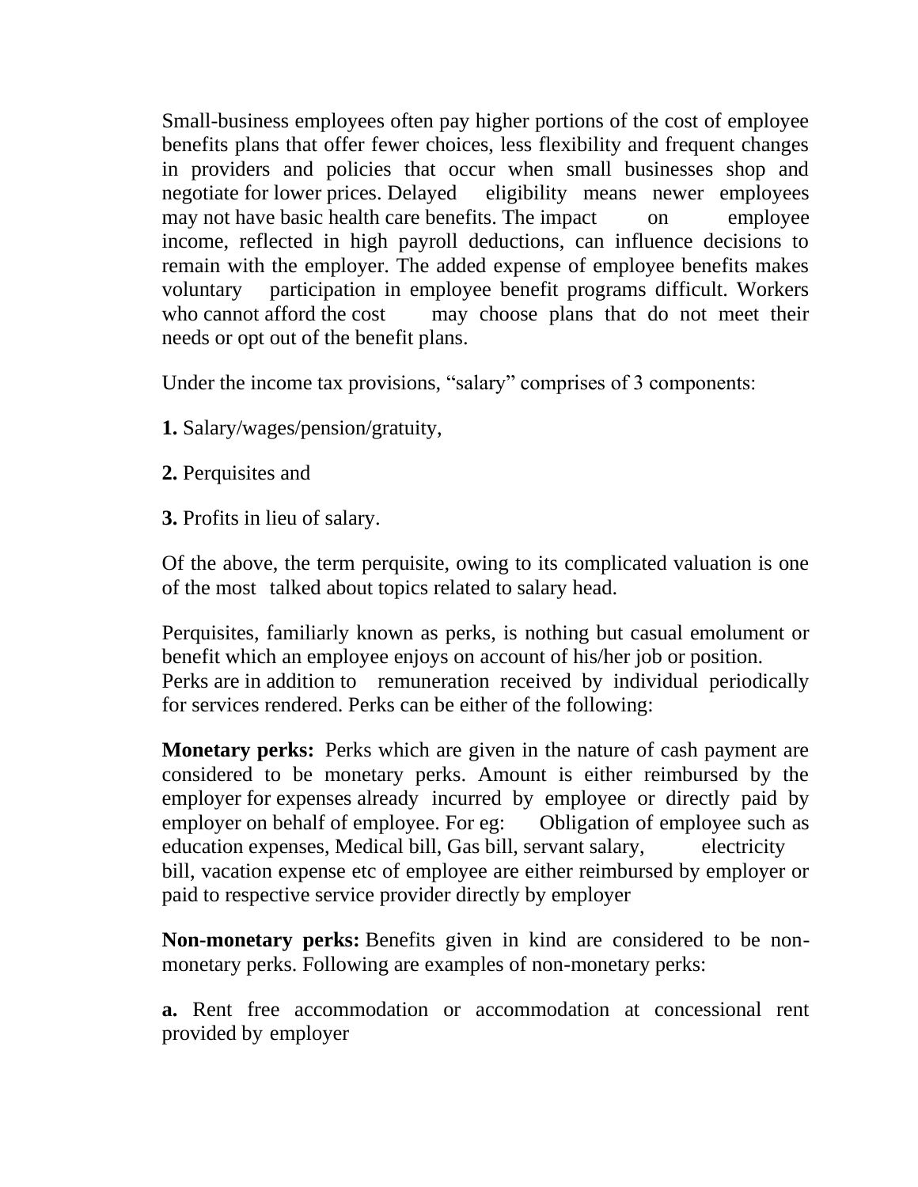Small-business employees often pay higher portions of the cost of employee benefits plans that offer fewer choices, less flexibility and frequent changes in providers and policies that occur when small businesses shop and negotiate for lower prices. Delayed eligibility means newer employees may not have basic health care benefits. The impact on employee income, reflected in high payroll deductions, can influence decisions to remain with the employer. The added expense of employee benefits makes voluntary participation in employee benefit programs difficult. Workers who cannot afford the cost may choose plans that do not meet their needs or opt out of the benefit plans.

Under the income tax provisions, "salary" comprises of 3 components:

**1.** Salary/wages/pension/gratuity,

**2.** Perquisites and

**3.** Profits in lieu of salary.

Of the above, the term perquisite, owing to its complicated valuation is one of the most talked about topics related to salary head.

Perquisites, familiarly known as perks, is nothing but casual emolument or benefit which an employee enjoys on account of his/her job or position. Perks are in addition to remuneration received by individual periodically for services rendered. Perks can be either of the following:

**Monetary perks:** Perks which are given in the nature of cash payment are considered to be monetary perks. Amount is either reimbursed by the employer for expenses already incurred by employee or directly paid by employer on behalf of employee. For eg: Obligation of employee such as education expenses, Medical bill, Gas bill, servant salary, electricity bill, vacation expense etc of employee are either reimbursed by employer or paid to respective service provider directly by employer

**Non-monetary perks:** Benefits given in kind are considered to be non-monetary perks. Following are examples of non-monetary perks:

**a.** Rent free accommodation or accommodation at concessional rent provided by employer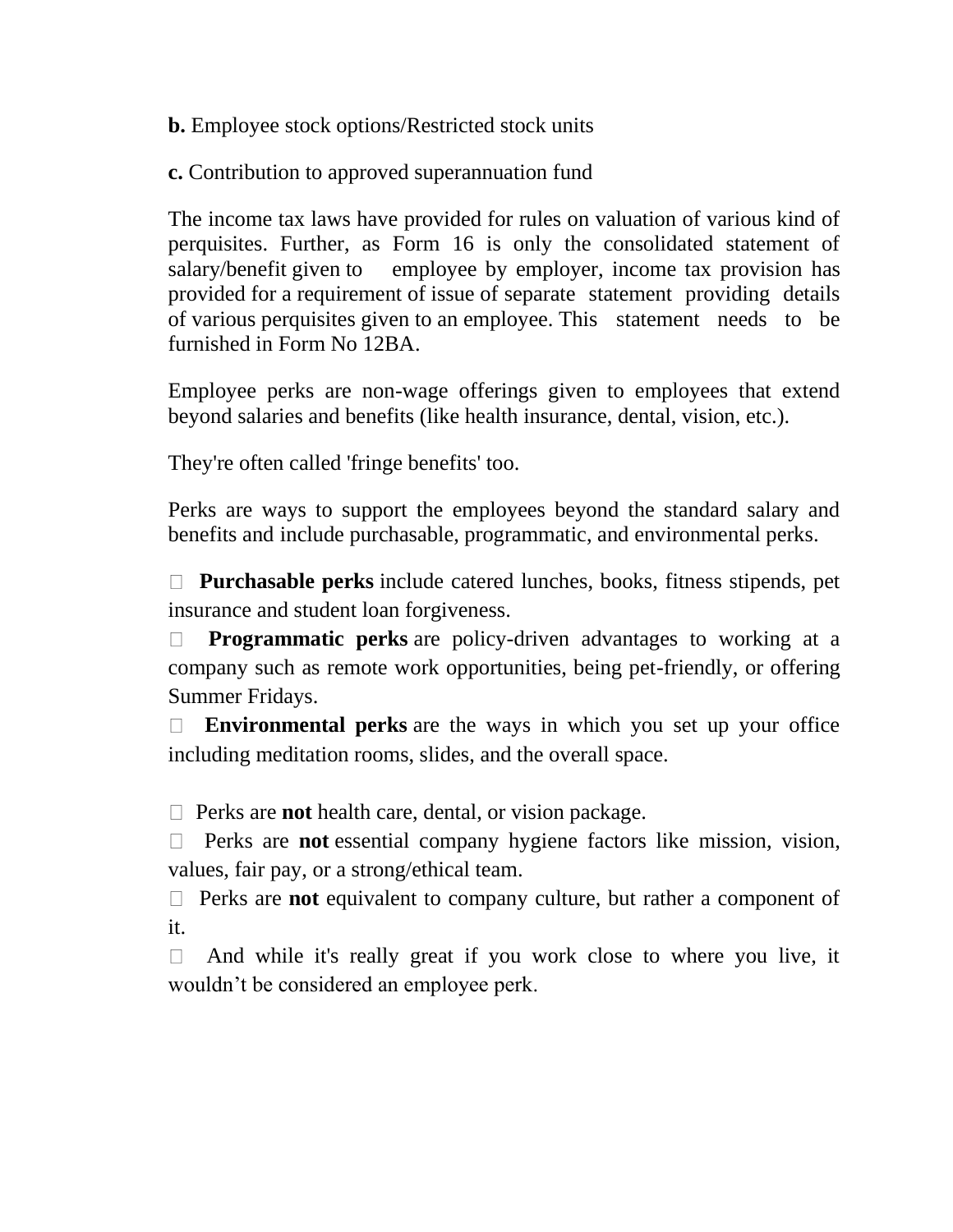**b.** Employee stock options/Restricted stock units

**c.** Contribution to approved superannuation fund

The income tax laws have provided for rules on valuation of various kind of perquisites. Further, as Form 16 is only the consolidated statement of salary/benefit given to employee by employer, income tax provision has provided for a requirement of issue of separate statement providing details of various perquisites given to an employee. This statement needs to be furnished in Form No 12BA.

Employee perks are non-wage offerings given to employees that extend beyond salaries and benefits (like health insurance, dental, vision, etc.).

They're often called 'fringe benefits' too.

Perks are ways to support the employees beyond the standard salary and benefits and include purchasable, programmatic, and environmental perks.

- **Purchasable perks** include catered lunches, books, fitness stipends, pet insurance and student loan forgiveness.
- **Programmatic perks** are policy-driven advantages to working at a company such as remote work opportunities, being pet-friendly, or offering Summer Fridays.
- **Environmental perks** are the ways in which you set up your office including meditation rooms, slides, and the overall space.

- Perks are **not** health care, dental, or vision package.
- Perks are **not** essential company hygiene factors like mission, vision, values, fair pay, or a strong/ethical team.
- Perks are **not** equivalent to company culture, but rather a component of it.
- And while it's really great if you work close to where you live, it wouldn't be considered an employee perk.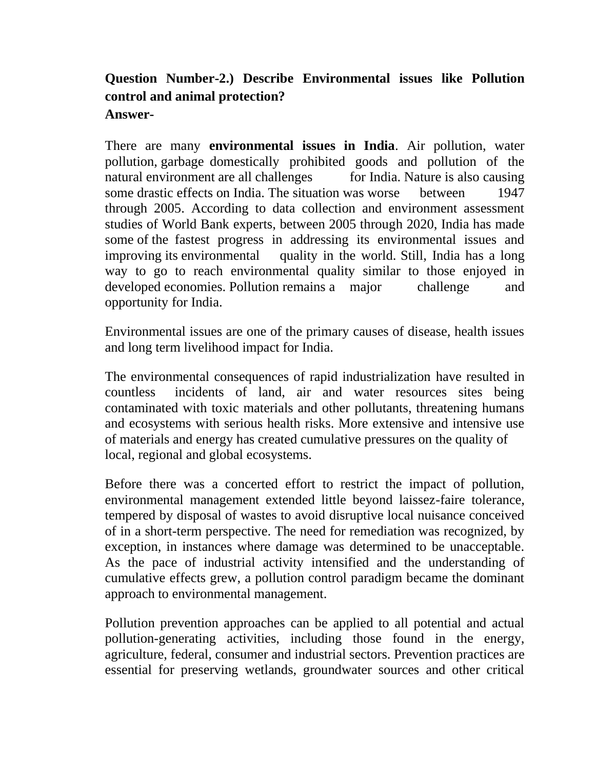**Question Number-2.) Describe Environmental issues like Pollution control and animal protection?**

**Answer-**

There are many **environmental issues in India**. Air pollution, water pollution, garbage domestically prohibited goods and pollution of the natural environment are all challenges for India. Nature is also causing some drastic effects on India. The situation was worse between 1947 through 2005. According to data collection and environment assessment studies of World Bank experts, between 2005 through 2020, India has made some of the fastest progress in addressing its environmental issues and improving its environmental quality in the world. Still, India has a long way to go to reach environmental quality similar to those enjoyed in developed economies. Pollution remains a major challenge and opportunity for India.

Environmental issues are one of the primary causes of disease, health issues and long term livelihood impact for India.

The environmental consequences of rapid industrialization have resulted in countless incidents of land, air and water resources sites being contaminated with toxic materials and other pollutants, threatening humans and ecosystems with serious health risks. More extensive and intensive use of materials and energy has created cumulative pressures on the quality of local, regional and global ecosystems.

Before there was a concerted effort to restrict the impact of pollution, environmental management extended little beyond laissez-faire tolerance, tempered by disposal of wastes to avoid disruptive local nuisance conceived of in a short-term perspective. The need for remediation was recognized, by exception, in instances where damage was determined to be unacceptable. As the pace of industrial activity intensified and the understanding of cumulative effects grew, a pollution control paradigm became the dominant approach to environmental management.

Pollution prevention approaches can be applied to all potential and actual pollution-generating activities, including those found in the energy, agriculture, federal, consumer and industrial sectors. Prevention practices are essential for preserving wetlands, groundwater sources and other critical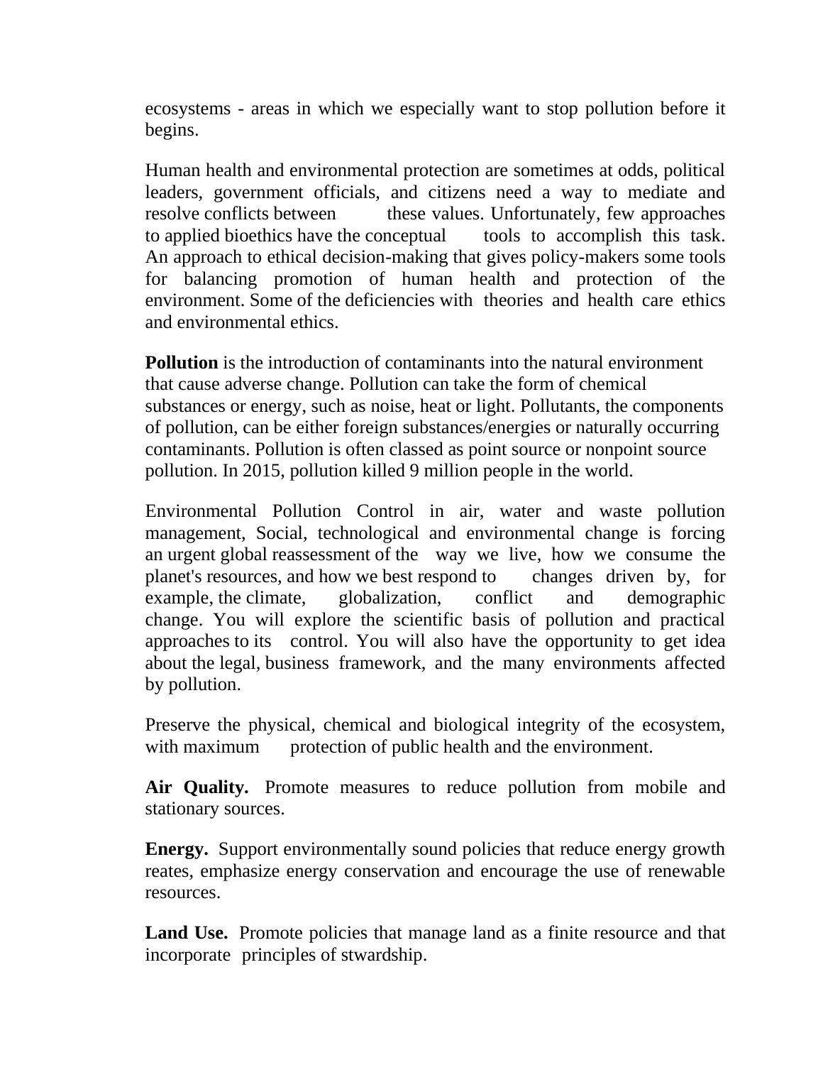ecosystems - areas in which we especially want to stop pollution before it begins.

Human health and environmental protection are sometimes at odds, political leaders, government officials, and citizens need a way to mediate and resolve conflicts between these values. Unfortunately, few approaches to applied bioethics have the conceptual tools to accomplish this task. An approach to ethical decision-making that gives policy-makers some tools for balancing promotion of human health and protection of the environment. Some of the deficiencies with theories and health care ethics and environmental ethics.

**Pollution** is the introduction of contaminants into the natural environment that cause adverse change. Pollution can take the form of chemical substances or energy, such as noise, heat or light. Pollutants, the components of pollution, can be either foreign substances/energies or naturally occurring contaminants. Pollution is often classed as point source or nonpoint source pollution. In 2015, pollution killed 9 million people in the world.

Environmental Pollution Control in air, water and waste pollution management, Social, technological and environmental change is forcing an urgent global reassessment of the way we live, how we consume the planet's resources, and how we best respond to changes driven by, for example, the climate, globalization, conflict and demographic change. You will explore the scientific basis of pollution and practical approaches to its control. You will also have the opportunity to get idea about the legal, business framework, and the many environments affected by pollution.

Preserve the physical, chemical and biological integrity of the ecosystem, with maximum protection of public health and the environment.

**Air Quality.** Promote measures to reduce pollution from mobile and stationary sources.

**Energy.** Support environmentally sound policies that reduce energy growth reates, emphasize energy conservation and encourage the use of renewable resources.

**Land Use.** Promote policies that manage land as a finite resource and that incorporate principles of stwardship.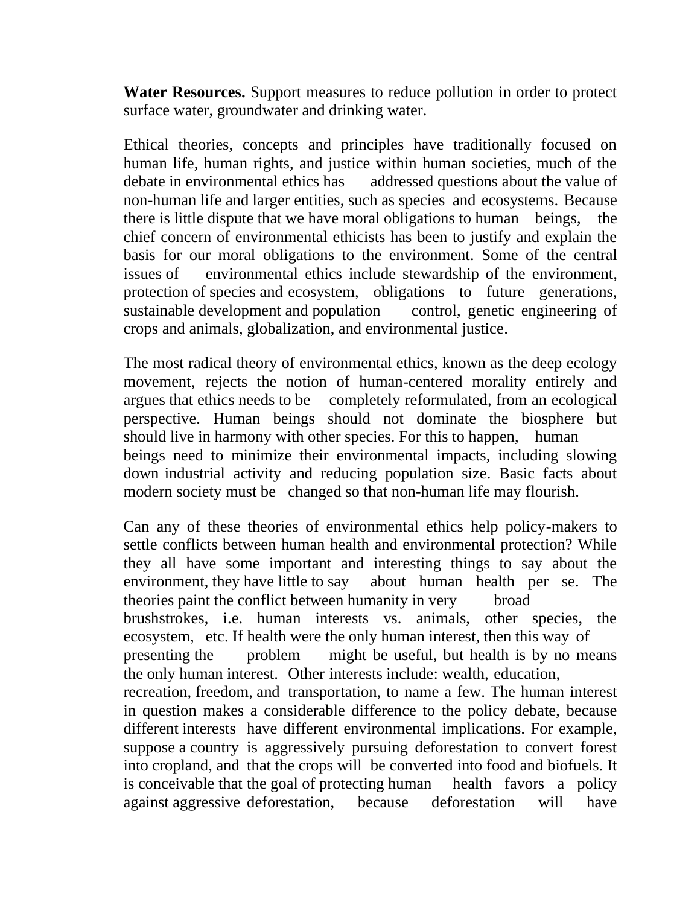**Water Resources.** Support measures to reduce pollution in order to protect surface water, groundwater and drinking water.

Ethical theories, concepts and principles have traditionally focused on human life, human rights, and justice within human societies, much of the debate in environmental ethics has addressed questions about the value of non-human life and larger entities, such as species and ecosystems. Because there is little dispute that we have moral obligations to human beings, the chief concern of environmental ethicists has been to justify and explain the basis for our moral obligations to the environment. Some of the central issues of environmental ethics include stewardship of the environment, protection of species and ecosystem, obligations to future generations, sustainable development and population control, genetic engineering of crops and animals, globalization, and environmental justice.

The most radical theory of environmental ethics, known as the deep ecology movement, rejects the notion of human-centered morality entirely and argues that ethics needs to be completely reformulated, from an ecological perspective. Human beings should not dominate the biosphere but should live in harmony with other species. For this to happen, human beings need to minimize their environmental impacts, including slowing down industrial activity and reducing population size. Basic facts about modern society must be changed so that non-human life may flourish.

Can any of these theories of environmental ethics help policy-makers to settle conflicts between human health and environmental protection? While they all have some important and interesting things to say about the environment, they have little to say about human health per se. The theories paint the conflict between humanity in very broad brushstrokes, i.e. human interests vs. animals, other species, the ecosystem, etc. If health were the only human interest, then this way of presenting the problem might be useful, but health is by no means the only human interest. Other interests include: wealth, education, recreation, freedom, and transportation, to name a few. The human interest in question makes a considerable difference to the policy debate, because different interests have different environmental implications. For example, suppose a country is aggressively pursuing deforestation to convert forest into cropland, and that the crops will be converted into food and biofuels. It is conceivable that the goal of protecting human health favors a policy against aggressive deforestation, because deforestation will have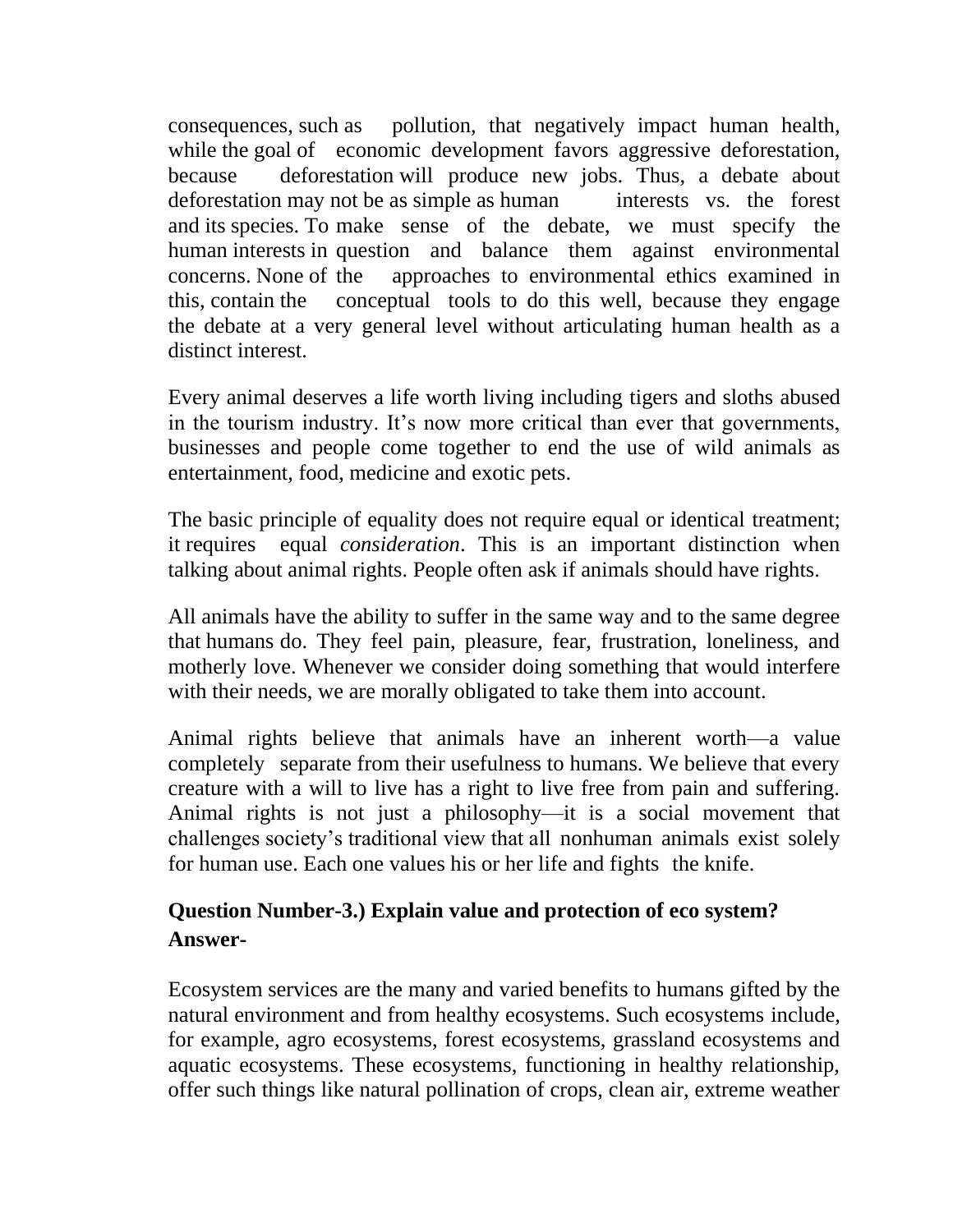consequences, such as pollution, that negatively impact human health, while the goal of economic development favors aggressive deforestation, because deforestation will produce new jobs. Thus, a debate about deforestation may not be as simple as human interests vs. the forest and its species. To make sense of the debate, we must specify the human interests in question and balance them against environmental concerns. None of the approaches to environmental ethics examined in this, contain the conceptual tools to do this well, because they engage the debate at a very general level without articulating human health as a distinct interest.

Every animal deserves a life worth living including tigers and sloths abused in the tourism industry. It's now more critical than ever that governments, businesses and people come together to end the use of wild animals as entertainment, food, medicine and exotic pets.

The basic principle of equality does not require equal or identical treatment; it requires equal *consideration*. This is an important distinction when talking about animal rights. People often ask if animals should have rights.

All animals have the ability to suffer in the same way and to the same degree that humans do. They feel pain, pleasure, fear, frustration, loneliness, and motherly love. Whenever we consider doing something that would interfere with their needs, we are morally obligated to take them into account.

Animal rights believe that animals have an inherent worth—a value completely separate from their usefulness to humans. We believe that every creature with a will to live has a right to live free from pain and suffering. Animal rights is not just a philosophy—it is a social movement that challenges society's traditional view that all nonhuman animals exist solely for human use. Each one values his or her life and fights the knife.

**Question Number-3.) Explain value and protection of eco system?**

**Answer-**

Ecosystem services are the many and varied benefits to humans gifted by the natural environment and from healthy ecosystems. Such ecosystems include, for example, agro ecosystems, forest ecosystems, grassland ecosystems and aquatic ecosystems. These ecosystems, functioning in healthy relationship, offer such things like natural pollination of crops, clean air, extreme weather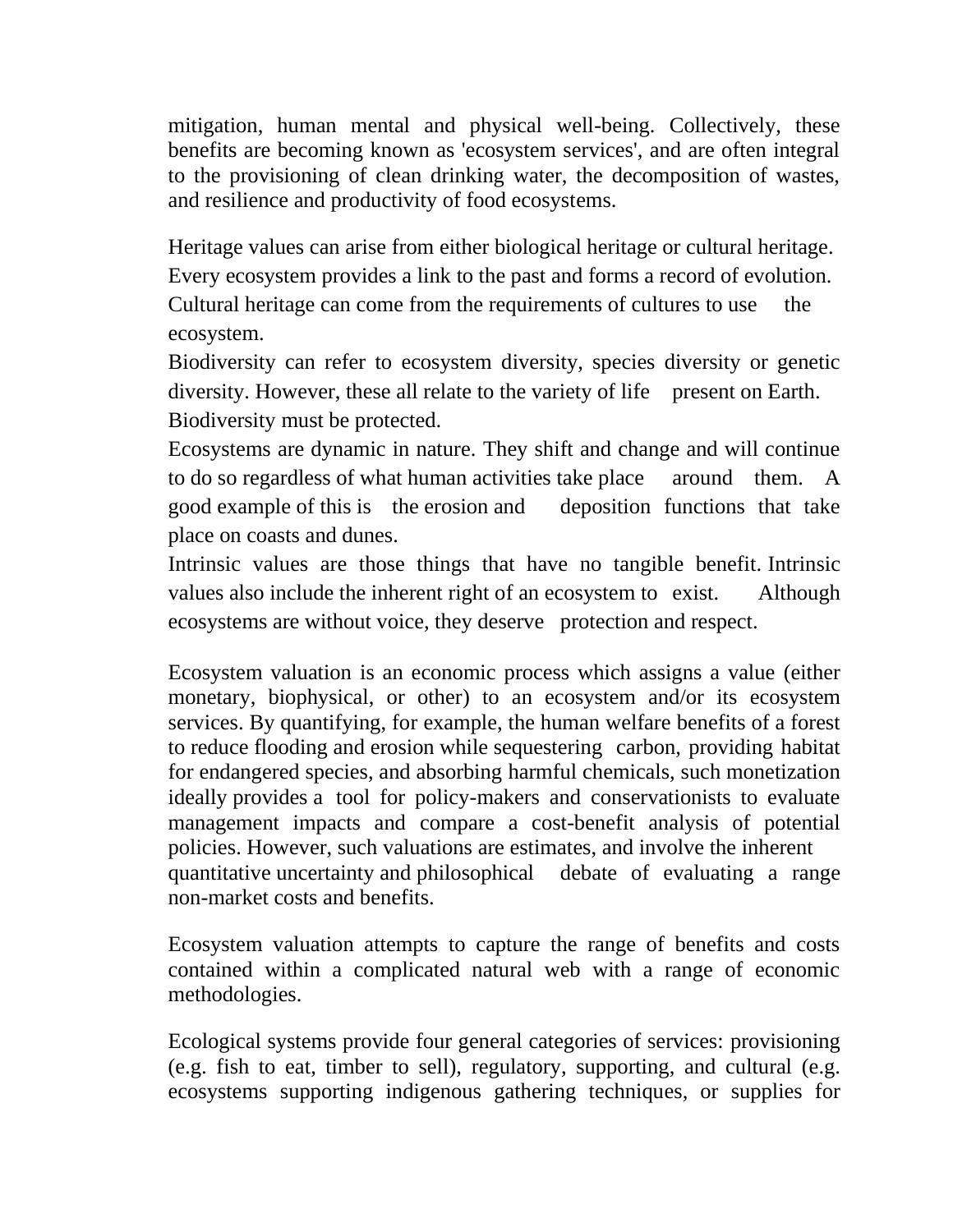mitigation, human mental and physical well-being. Collectively, these benefits are becoming known as 'ecosystem services', and are often integral to the provisioning of clean drinking water, the decomposition of wastes, and resilience and productivity of food ecosystems.

Heritage values can arise from either biological heritage or cultural heritage. Every ecosystem provides a link to the past and forms a record of evolution. Cultural heritage can come from the requirements of cultures to use the ecosystem.

Biodiversity can refer to ecosystem diversity, species diversity or genetic diversity. However, these all relate to the variety of life present on Earth. Biodiversity must be protected.

Ecosystems are dynamic in nature. They shift and change and will continue to do so regardless of what human activities take place around them. A good example of this is the erosion and deposition functions that take place on coasts and dunes.

Intrinsic values are those things that have no tangible benefit. Intrinsic values also include the inherent right of an ecosystem to exist. Although ecosystems are without voice, they deserve protection and respect.

Ecosystem valuation is an economic process which assigns a value (either monetary, biophysical, or other) to an ecosystem and/or its ecosystem services. By quantifying, for example, the human welfare benefits of a forest to reduce flooding and erosion while sequestering carbon, providing habitat for endangered species, and absorbing harmful chemicals, such monetization ideally provides a tool for policy-makers and conservationists to evaluate management impacts and compare a cost-benefit analysis of potential policies. However, such valuations are estimates, and involve the inherent quantitative uncertainty and philosophical debate of evaluating a range non-market costs and benefits.

Ecosystem valuation attempts to capture the range of benefits and costs contained within a complicated natural web with a range of economic methodologies.

Ecological systems provide four general categories of services: provisioning (e.g. fish to eat, timber to sell), regulatory, supporting, and cultural (e.g. ecosystems supporting indigenous gathering techniques, or supplies for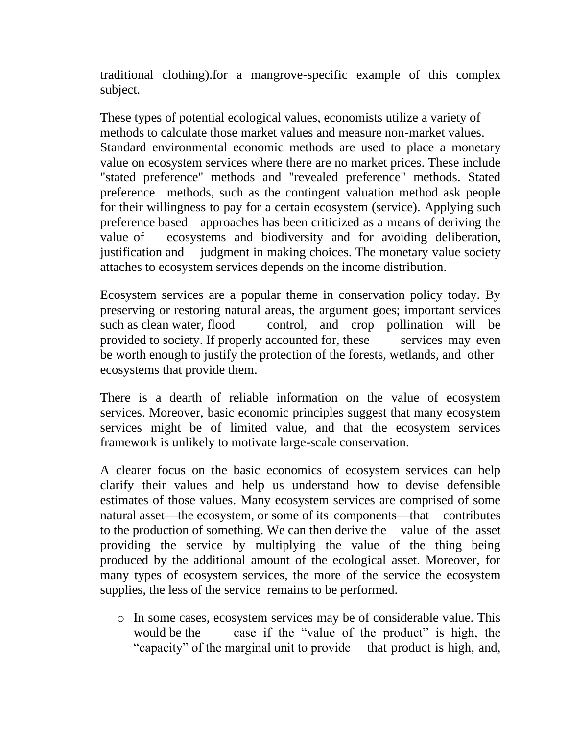traditional clothing).for a mangrove-specific example of this complex subject.

These types of potential ecological values, economists utilize a variety of methods to calculate those market values and measure non-market values. Standard environmental economic methods are used to place a monetary value on ecosystem services where there are no market prices. These include "stated preference" methods and "revealed preference" methods. Stated preference methods, such as the contingent valuation method ask people for their willingness to pay for a certain ecosystem (service). Applying such preference based approaches has been criticized as a means of deriving the value of ecosystems and biodiversity and for avoiding deliberation, justification and judgment in making choices. The monetary value society attaches to ecosystem services depends on the income distribution.

Ecosystem services are a popular theme in conservation policy today. By preserving or restoring natural areas, the argument goes; important services such as clean water, flood control, and crop pollination will be provided to society. If properly accounted for, these services may even be worth enough to justify the protection of the forests, wetlands, and other ecosystems that provide them.

There is a dearth of reliable information on the value of ecosystem services. Moreover, basic economic principles suggest that many ecosystem services might be of limited value, and that the ecosystem services framework is unlikely to motivate large-scale conservation.

A clearer focus on the basic economics of ecosystem services can help clarify their values and help us understand how to devise defensible estimates of those values. Many ecosystem services are comprised of some natural asset—the ecosystem, or some of its components—that contributes to the production of something. We can then derive the value of the asset providing the service by multiplying the value of the thing being produced by the additional amount of the ecological asset. Moreover, for many types of ecosystem services, the more of the service the ecosystem supplies, the less of the service remains to be performed.

- In some cases, ecosystem services may be of considerable value. This would be the case if the "value of the product" is high, the "capacity" of the marginal unit to provide that product is high, and,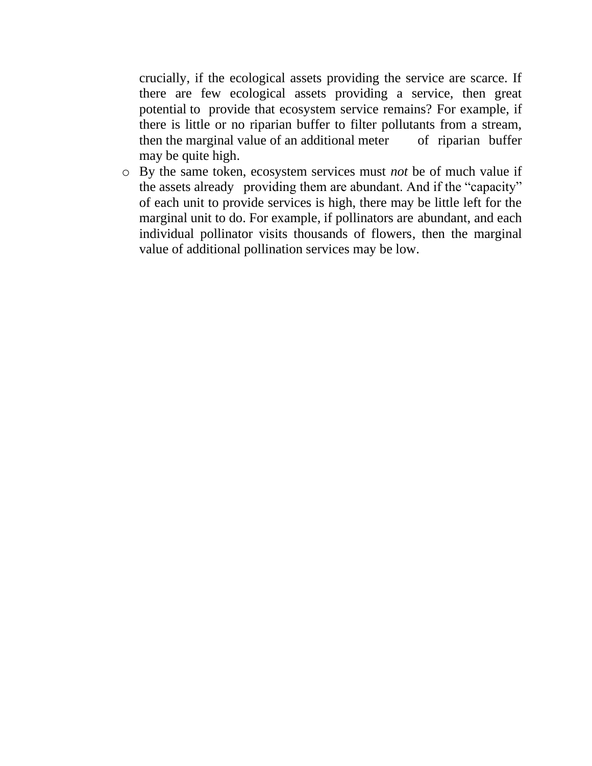crucially, if the ecological assets providing the service are scarce. If there are few ecological assets providing a service, then great potential to provide that ecosystem service remains? For example, if there is little or no riparian buffer to filter pollutants from a stream, then the marginal value of an additional meter of riparian buffer may be quite high.

- By the same token, ecosystem services must *not* be of much value if the assets already providing them are abundant. And if the "capacity" of each unit to provide services is high, there may be little left for the marginal unit to do. For example, if pollinators are abundant, and each individual pollinator visits thousands of flowers, then the marginal value of additional pollination services may be low.